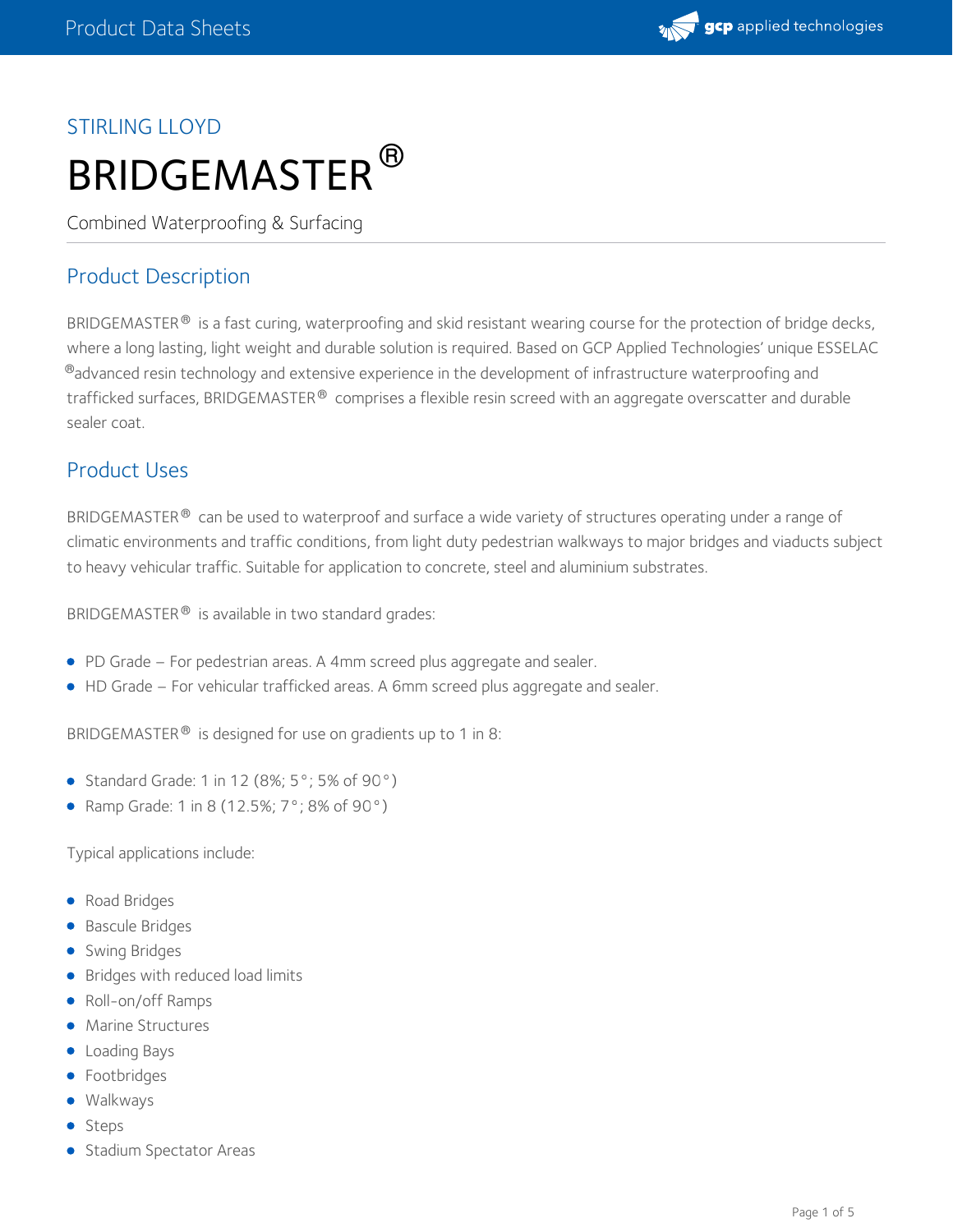STIRLING LLOYD

# BRIDGEMASTER®

Combined Waterproofing & Surfacing

## Product Description

BRIDGEMASTER® is a fast curing, waterproofing and skid resistant wearing course for the protection of bridge decks, where a long lasting, light weight and durable solution is required. Based on GCP Applied Technologies' unique ESSELAC ®advanced resin technology and extensive experience in the development of infrastructure waterproofing and trafficked surfaces, BRIDGEMASTER® comprises a flexible resin screed with an aggregate overscatter and durable sealer coat.

## Product Uses

BRIDGEMASTER® can be used to waterproof and surface a wide variety of structures operating under a range of climatic environments and traffic conditions, from light duty pedestrian walkways to major bridges and viaducts subject to heavy vehicular traffic. Suitable for application to concrete, steel and aluminium substrates.

BRIDGEMASTER® is available in two standard grades:

- PD Grade – For pedestrian areas. A 4mm screed plus aggregate and sealer.
- HD Grade – For vehicular trafficked areas. A 6mm screed plus aggregate and sealer.

BRIDGEMASTER® is designed for use on gradients up to 1 in 8:

- Standard Grade: 1 in 12 (8%; 5°; 5% of 90°)
- Ramp Grade: 1 in 8 (12.5%; 7°; 8% of 90°)

Typical applications include:

- Road Bridges
- Bascule Bridges
- Swing Bridges
- Bridges with reduced load limits
- Roll-on/off Ramps
- Marine Structures
- Loading Bays
- Footbridges
- Walkways
- Steps
- Stadium Spectator Areas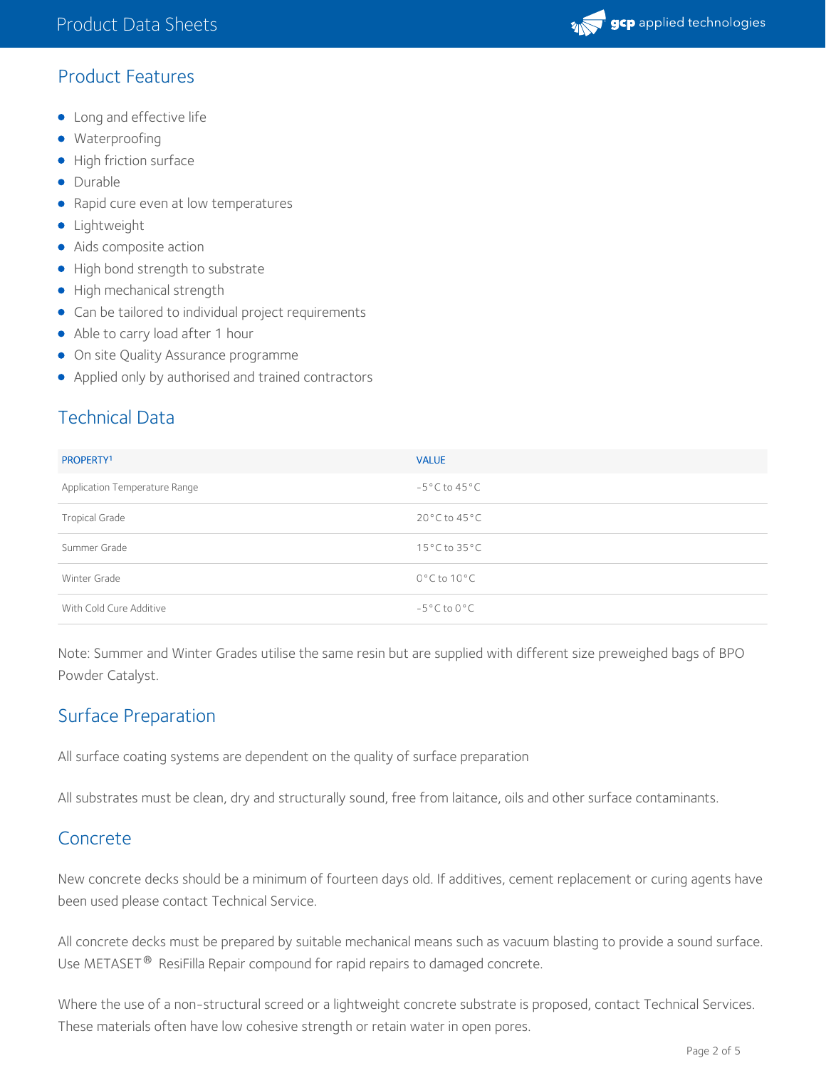## Product Features

- Long and effective life
- Waterproofing
- High friction surface
- Durable
- Rapid cure even at low temperatures
- Lightweight
- Aids composite action
- High bond strength to substrate
- High mechanical strength
- Can be tailored to individual project requirements
- Able to carry load after 1 hour
- On site Quality Assurance programme
- Applied only by authorised and trained contractors

## Technical Data

| PROPERTY[1] | VALUE |
| --- | --- |
| Application Temperature Range | -5°C to 45°C |
| Tropical Grade | 20°C to 45°C |
| Summer Grade | 15°C to 35°C |
| Winter Grade | 0°C to 10°C |
| With Cold Cure Additive | -5°C to 0°C |

Note: Summer and Winter Grades utilise the same resin but are supplied with different size preweighed bags of BPO Powder Catalyst.

## Surface Preparation

All surface coating systems are dependent on the quality of surface preparation

All substrates must be clean, dry and structurally sound, free from laitance, oils and other surface contaminants.

## Concrete

New concrete decks should be a minimum of fourteen days old. If additives, cement replacement or curing agents have been used please contact Technical Service.

All concrete decks must be prepared by suitable mechanical means such as vacuum blasting to provide a sound surface. Use METASET® ResiFilla Repair compound for rapid repairs to damaged concrete.

Where the use of a non-structural screed or a lightweight concrete substrate is proposed, contact Technical Services. These materials often have low cohesive strength or retain water in open pores.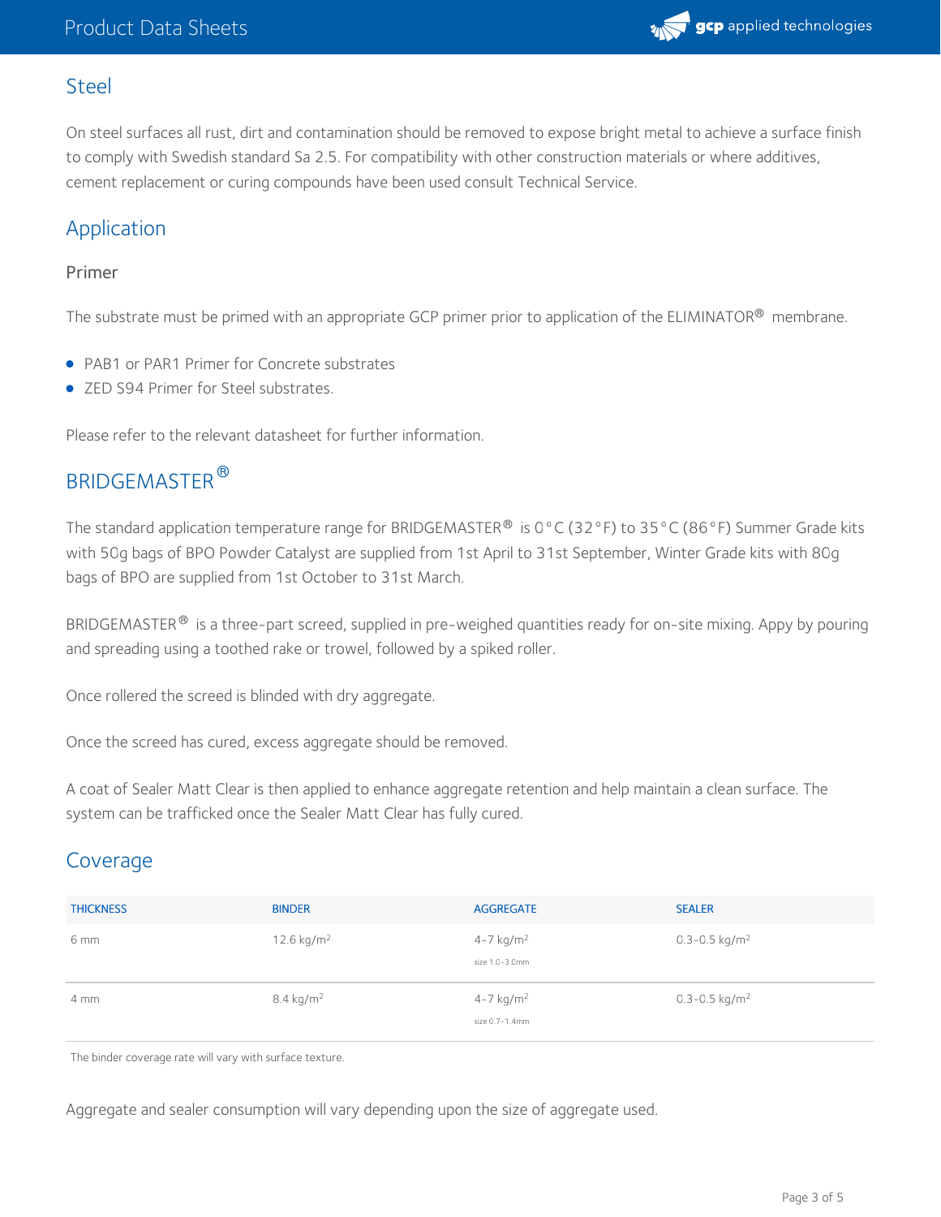## Steel

On steel surfaces all rust, dirt and contamination should be removed to expose bright metal to achieve a surface finish to comply with Swedish standard Sa 2.5. For compatibility with other construction materials or where additives, cement replacement or curing compounds have been used consult Technical Service.

## Application

### Primer

The substrate must be primed with an appropriate GCP primer prior to application of the ELIMINATOR® membrane.

- PAB1 or PAR1 Primer for Concrete substrates
- ZED S94 Primer for Steel substrates.

Please refer to the relevant datasheet for further information.

## BRIDGEMASTER®

The standard application temperature range for BRIDGEMASTER® is 0°C (32°F) to 35°C (86°F) Summer Grade kits with 50g bags of BPO Powder Catalyst are supplied from 1st April to 31st September, Winter Grade kits with 80g bags of BPO are supplied from 1st October to 31st March.

BRIDGEMASTER® is a three-part screed, supplied in pre-weighed quantities ready for on-site mixing. Appy by pouring and spreading using a toothed rake or trowel, followed by a spiked roller.

Once rollered the screed is blinded with dry aggregate.

Once the screed has cured, excess aggregate should be removed.

A coat of Sealer Matt Clear is then applied to enhance aggregate retention and help maintain a clean surface. The system can be trafficked once the Sealer Matt Clear has fully cured.

## Coverage

| THICKNESS | BINDER | AGGREGATE | SEALER |
|---|---|---|---|
| 6 mm | 12.6 kg/m² | 4-7 kg/m² size 1.0-3.0mm | 0.3-0.5 kg/m² |
| 4 mm | 8.4 kg/m² | 4-7 kg/m² size 0.7-1.4mm | 0.3-0.5 kg/m² |

The binder coverage rate will vary with surface texture.

Aggregate and sealer consumption will vary depending upon the size of aggregate used.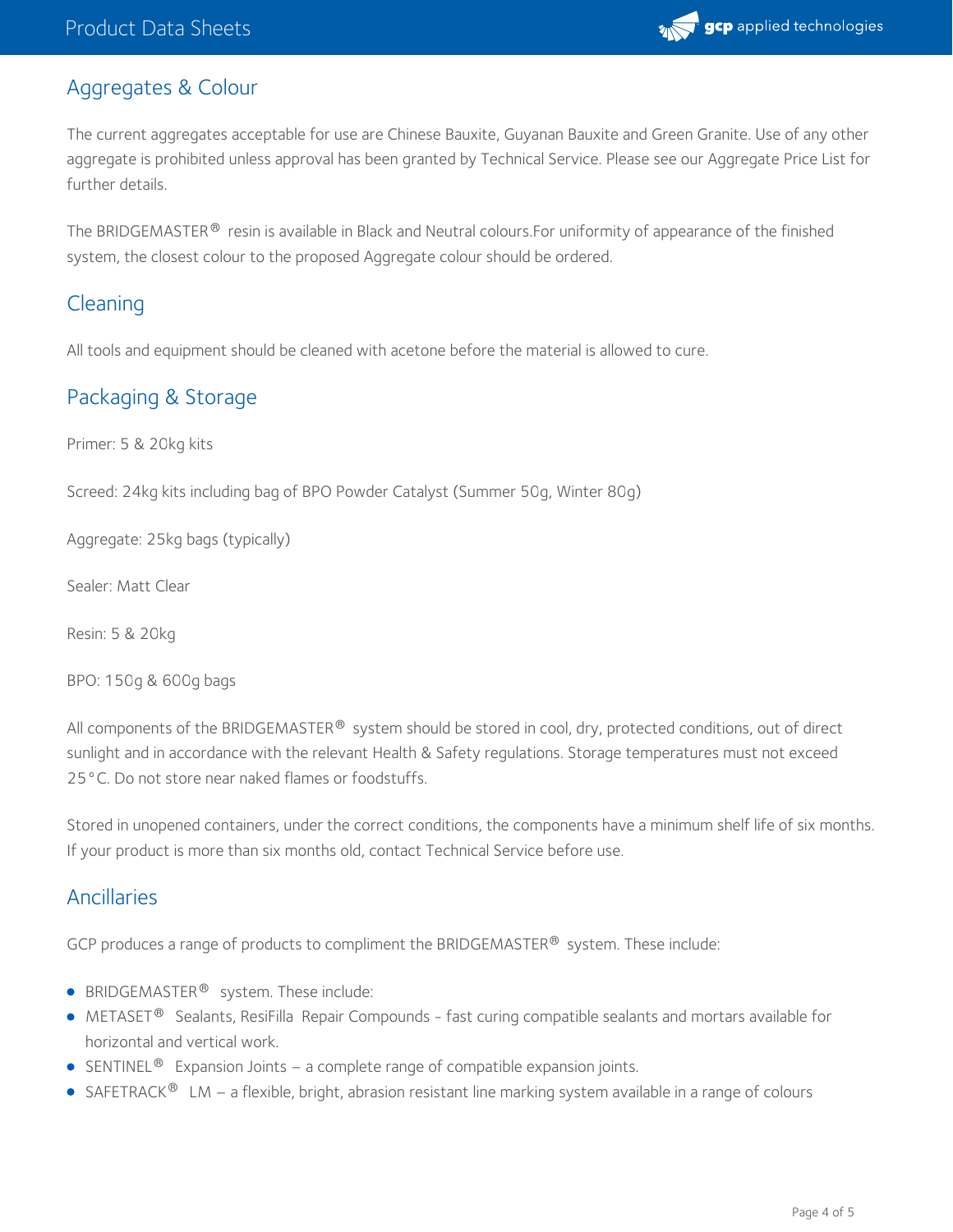## Aggregates & Colour

The current aggregates acceptable for use are Chinese Bauxite, Guyanan Bauxite and Green Granite. Use of any other aggregate is prohibited unless approval has been granted by Technical Service. Please see our Aggregate Price List for further details.

The BRIDGEMASTER® resin is available in Black and Neutral colours.For uniformity of appearance of the finished system, the closest colour to the proposed Aggregate colour should be ordered.

## Cleaning

All tools and equipment should be cleaned with acetone before the material is allowed to cure.

## Packaging & Storage

Primer: 5 & 20kg kits

Screed: 24kg kits including bag of BPO Powder Catalyst (Summer 50g, Winter 80g)

Aggregate: 25kg bags (typically)

Sealer: Matt Clear

Resin: 5 & 20kg

BPO: 150g & 600g bags

All components of the BRIDGEMASTER® system should be stored in cool, dry, protected conditions, out of direct sunlight and in accordance with the relevant Health & Safety regulations. Storage temperatures must not exceed 25°C. Do not store near naked flames or foodstuffs.

Stored in unopened containers, under the correct conditions, the components have a minimum shelf life of six months. If your product is more than six months old, contact Technical Service before use.

## Ancillaries

GCP produces a range of products to compliment the BRIDGEMASTER® system. These include:

- BRIDGEMASTER® system. These include:
- METASET® Sealants, ResiFilla Repair Compounds - fast curing compatible sealants and mortars available for horizontal and vertical work.
- SENTINEL® Expansion Joints – a complete range of compatible expansion joints.
- SAFETRACK® LM – a flexible, bright, abrasion resistant line marking system available in a range of colours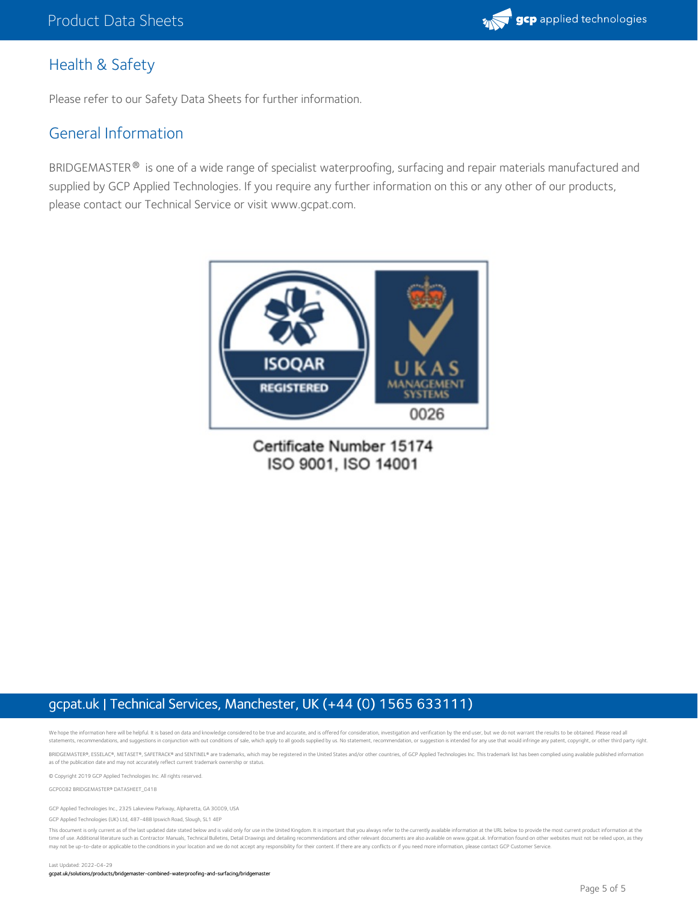## Health & Safety

Please refer to our Safety Data Sheets for further information.

## General Information

BRIDGEMASTER® is one of a wide range of specialist waterproofing, surfacing and repair materials manufactured and supplied by GCP Applied Technologies. If you require any further information on this or any other of our products, please contact our Technical Service or visit www.gcpat.com.

ISOQAR REGISTERED

UKAS MANAGEMENT SYSTEMS 0026

Certificate Number 15174
ISO 9001, ISO 14001

gcpat.uk | Technical Services, Manchester, UK (+44 (0) 1565 633111)

We hope the information here will be helpful. It is based on data and knowledge considered to be true and accurate, and is offered for consideration, investigation and verification by the end user, but we do not warrant the results to be obtained. Please read all statements, recommendations, and suggestions in conjunction with out conditions of sale, which apply to all goods supplied by us. No statement, recommendation, or suggestion is intended for any use that would infringe any patent, copyright, or other third party right.

BRIDGEMASTER®, ESSELAC®, METASET®, SAFETRACK® and SENTINEL® are trademarks, which may be registered in the United States and/or other countries, of GCP Applied Technologies Inc. This trademark list has been complied using available published information as of the publication date and may not accurately reflect current trademark ownership or status.

© Copyright 2019 GCP Applied Technologies Inc. All rights reserved.

GCP0082 BRIDGEMASTER® DATASHEET_0418

GCP Applied Technologies Inc., 2325 Lakeview Parkway, Alpharetta, GA 30009, USA

GCP Applied Technologies (UK) Ltd, 487-488 Ipswich Road, Slough, SL1 4EP

This document is only current as of the last updated date stated below and is valid only for use in the United Kingdom. It is important that you always refer to the currently available information at the URL below to provide the most current product information at the time of use. Additional literature such as Contractor Manuals, Technical Bulletins, Detail Drawings and detailing recommendations and other relevant documents are also available on www.gcpat.uk. Information found on other websites must not be relied upon, as they may not be up-to-date or applicable to the conditions in your location and we do not accept any responsibility for their content. If there are any conflicts or if you need more information, please contact GCP Customer Service.

Last Updated: 2022-04-29

gcpat.uk/solutions/products/bridgemaster-combined-waterproofing-and-surfacing/bridgemaster